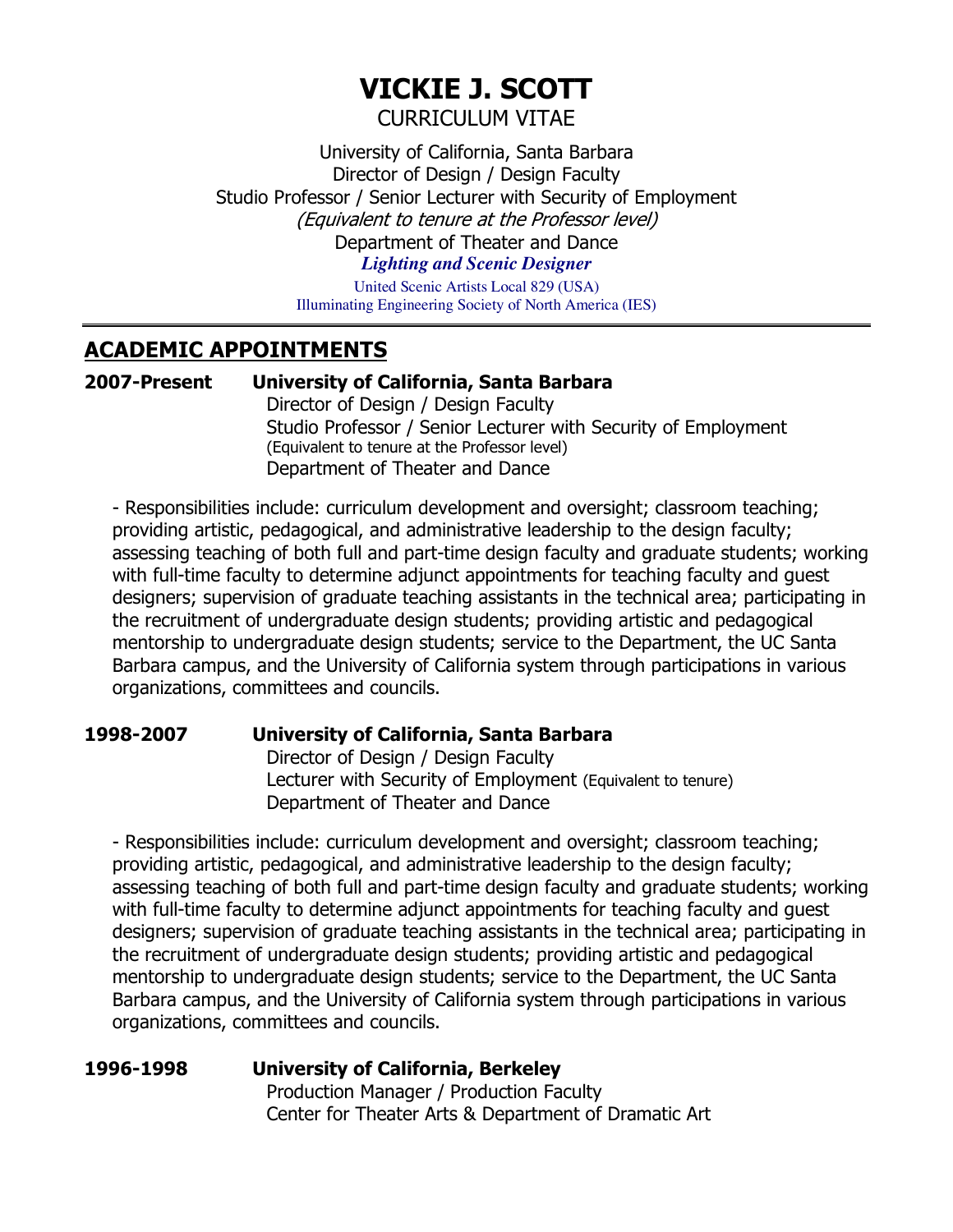# VICKIE J. SCOTT

CURRICULUM VITAE

University of California, Santa Barbara
Director of Design / Design Faculty
Studio Professor / Senior Lecturer with Security of Employment
*(Equivalent to tenure at the Professor level)*
Department of Theater and Dance
***Lighting and Scenic Designer***
United Scenic Artists Local 829 (USA)
Illuminating Engineering Society of North America (IES)

---

## ACADEMIC APPOINTMENTS

**2007-Present** **University of California, Santa Barbara**
Director of Design / Design Faculty
Studio Professor / Senior Lecturer with Security of Employment
(Equivalent to tenure at the Professor level)
Department of Theater and Dance

- Responsibilities include: curriculum development and oversight; classroom teaching; providing artistic, pedagogical, and administrative leadership to the design faculty; assessing teaching of both full and part-time design faculty and graduate students; working with full-time faculty to determine adjunct appointments for teaching faculty and guest designers; supervision of graduate teaching assistants in the technical area; participating in the recruitment of undergraduate design students; providing artistic and pedagogical mentorship to undergraduate design students; service to the Department, the UC Santa Barbara campus, and the University of California system through participations in various organizations, committees and councils.

**1998-2007** **University of California, Santa Barbara**
Director of Design / Design Faculty
Lecturer with Security of Employment (Equivalent to tenure)
Department of Theater and Dance

- Responsibilities include: curriculum development and oversight; classroom teaching; providing artistic, pedagogical, and administrative leadership to the design faculty; assessing teaching of both full and part-time design faculty and graduate students; working with full-time faculty to determine adjunct appointments for teaching faculty and guest designers; supervision of graduate teaching assistants in the technical area; participating in the recruitment of undergraduate design students; providing artistic and pedagogical mentorship to undergraduate design students; service to the Department, the UC Santa Barbara campus, and the University of California system through participations in various organizations, committees and councils.

**1996-1998** **University of California, Berkeley**
Production Manager / Production Faculty
Center for Theater Arts & Department of Dramatic Art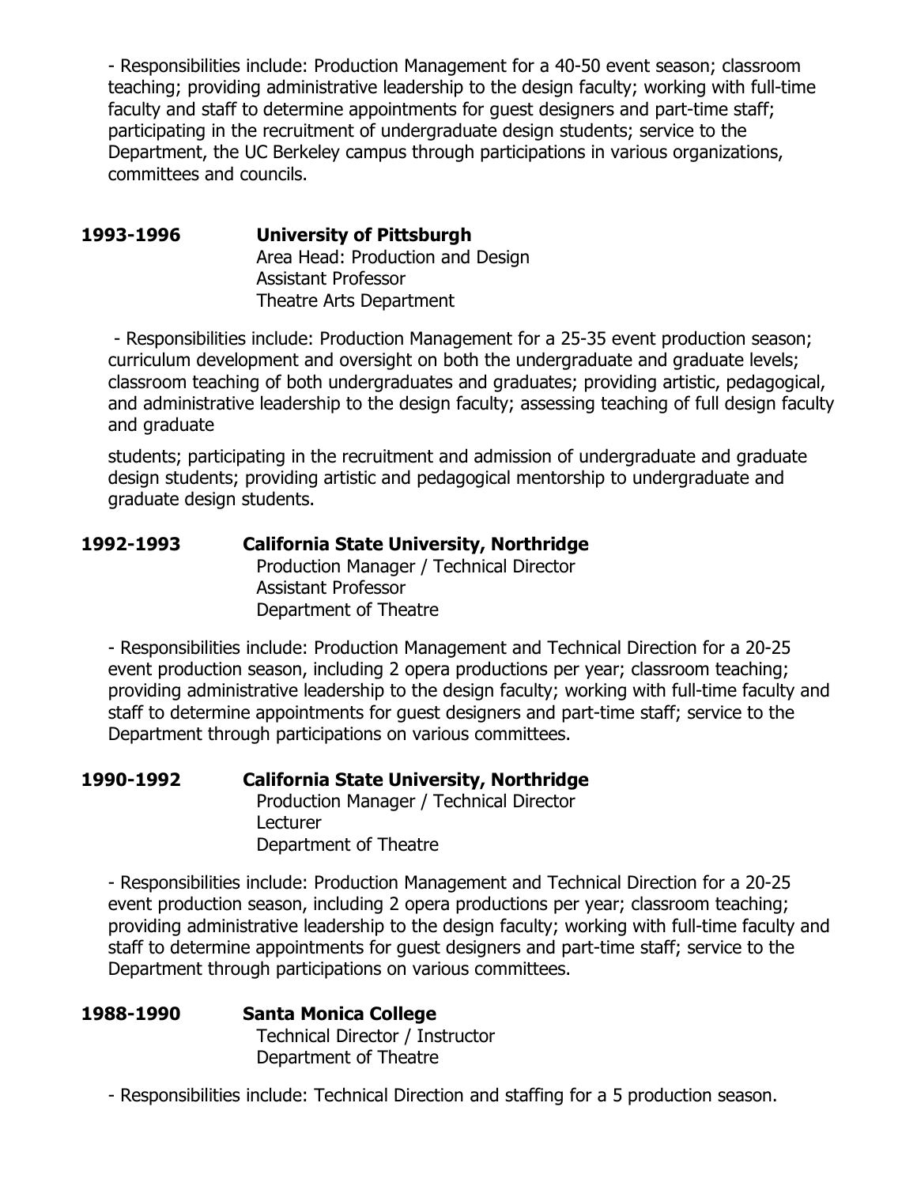- Responsibilities include: Production Management for a 40-50 event season; classroom teaching; providing administrative leadership to the design faculty; working with full-time faculty and staff to determine appointments for guest designers and part-time staff; participating in the recruitment of undergraduate design students; service to the Department, the UC Berkeley campus through participations in various organizations, committees and councils.

**1993-1996** **University of Pittsburgh**
Area Head: Production and Design
Assistant Professor
Theatre Arts Department

- Responsibilities include: Production Management for a 25-35 event production season; curriculum development and oversight on both the undergraduate and graduate levels; classroom teaching of both undergraduates and graduates; providing artistic, pedagogical, and administrative leadership to the design faculty; assessing teaching of full design faculty and graduate

students; participating in the recruitment and admission of undergraduate and graduate design students; providing artistic and pedagogical mentorship to undergraduate and graduate design students.

**1992-1993** **California State University, Northridge**
Production Manager / Technical Director
Assistant Professor
Department of Theatre

- Responsibilities include: Production Management and Technical Direction for a 20-25 event production season, including 2 opera productions per year; classroom teaching; providing administrative leadership to the design faculty; working with full-time faculty and staff to determine appointments for guest designers and part-time staff; service to the Department through participations on various committees.

**1990-1992** **California State University, Northridge**
Production Manager / Technical Director
Lecturer
Department of Theatre

- Responsibilities include: Production Management and Technical Direction for a 20-25 event production season, including 2 opera productions per year; classroom teaching; providing administrative leadership to the design faculty; working with full-time faculty and staff to determine appointments for guest designers and part-time staff; service to the Department through participations on various committees.

**1988-1990** **Santa Monica College**
Technical Director / Instructor
Department of Theatre

- Responsibilities include: Technical Direction and staffing for a 5 production season.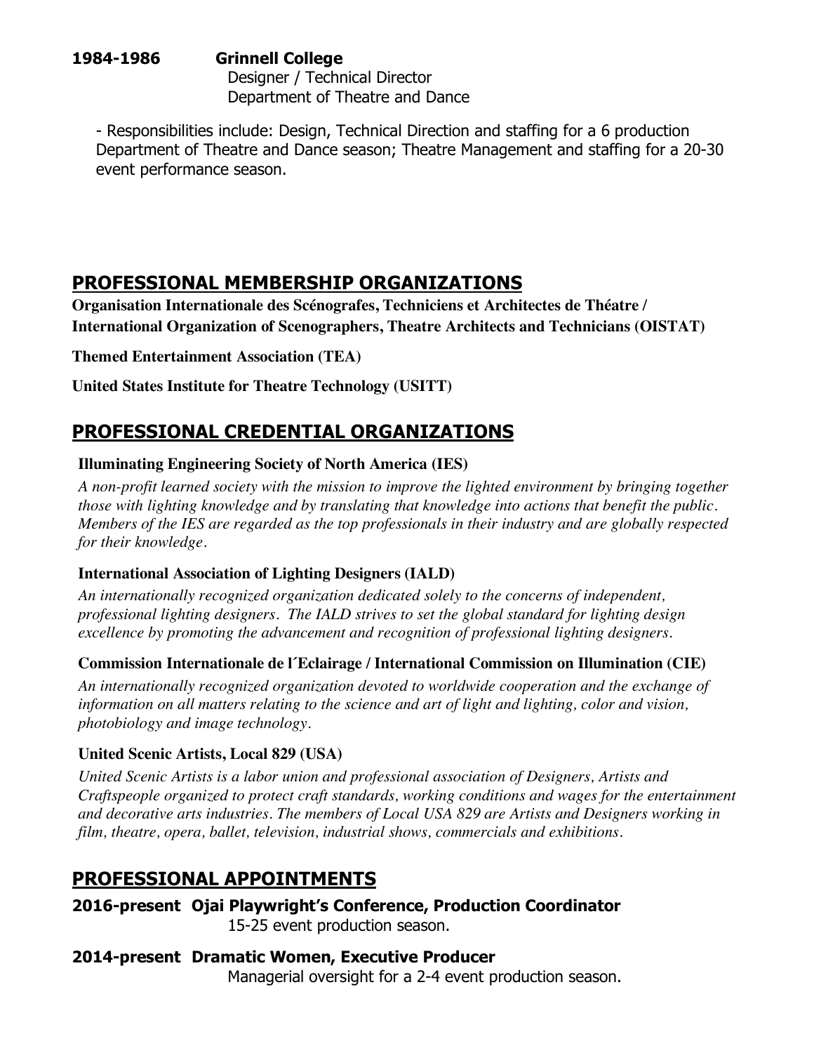**1984-1986 Grinnell College**
Designer / Technical Director
Department of Theatre and Dance

- Responsibilities include: Design, Technical Direction and staffing for a 6 production Department of Theatre and Dance season; Theatre Management and staffing for a 20-30 event performance season.

## PROFESSIONAL MEMBERSHIP ORGANIZATIONS

**Organisation Internationale des Scénografes, Techniciens et Architectes de Théatre / International Organization of Scenographers, Theatre Architects and Technicians (OISTAT)**

**Themed Entertainment Association (TEA)**

**United States Institute for Theatre Technology (USITT)**

## PROFESSIONAL CREDENTIAL ORGANIZATIONS

**Illuminating Engineering Society of North America (IES)**

*A non-profit learned society with the mission to improve the lighted environment by bringing together those with lighting knowledge and by translating that knowledge into actions that benefit the public. Members of the IES are regarded as the top professionals in their industry and are globally respected for their knowledge.*

**International Association of Lighting Designers (IALD)**

*An internationally recognized organization dedicated solely to the concerns of independent, professional lighting designers. The IALD strives to set the global standard for lighting design excellence by promoting the advancement and recognition of professional lighting designers.*

**Commission Internationale de l´Eclairage / International Commission on Illumination (CIE)**

*An internationally recognized organization devoted to worldwide cooperation and the exchange of information on all matters relating to the science and art of light and lighting, color and vision, photobiology and image technology.*

**United Scenic Artists, Local 829 (USA)**

*United Scenic Artists is a labor union and professional association of Designers, Artists and Craftspeople organized to protect craft standards, working conditions and wages for the entertainment and decorative arts industries. The members of Local USA 829 are Artists and Designers working in film, theatre, opera, ballet, television, industrial shows, commercials and exhibitions.*

## PROFESSIONAL APPOINTMENTS

**2016-present Ojai Playwright's Conference, Production Coordinator**
15-25 event production season.

**2014-present Dramatic Women, Executive Producer**
Managerial oversight for a 2-4 event production season.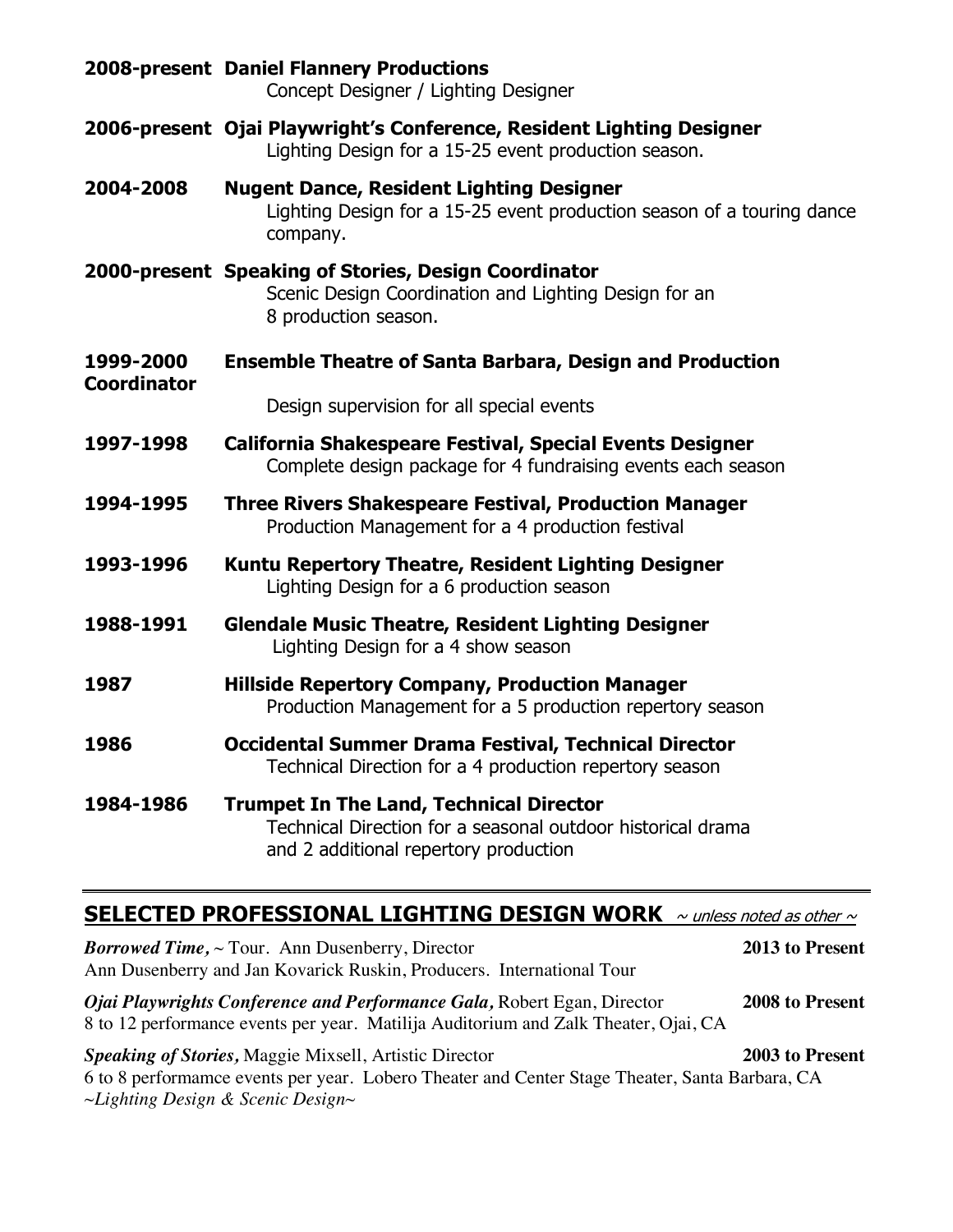**2008-present Daniel Flannery Productions**
Concept Designer / Lighting Designer

**2006-present Ojai Playwright's Conference, Resident Lighting Designer**
Lighting Design for a 15-25 event production season.

**2004-2008 Nugent Dance, Resident Lighting Designer**
Lighting Design for a 15-25 event production season of a touring dance company.

**2000-present Speaking of Stories, Design Coordinator**
Scenic Design Coordination and Lighting Design for an 8 production season.

**1999-2000 Ensemble Theatre of Santa Barbara, Design and Production Coordinator**
Design supervision for all special events

**1997-1998 California Shakespeare Festival, Special Events Designer**
Complete design package for 4 fundraising events each season

**1994-1995 Three Rivers Shakespeare Festival, Production Manager**
Production Management for a 4 production festival

**1993-1996 Kuntu Repertory Theatre, Resident Lighting Designer**
Lighting Design for a 6 production season

**1988-1991 Glendale Music Theatre, Resident Lighting Designer**
Lighting Design for a 4 show season

**1987 Hillside Repertory Company, Production Manager**
Production Management for a 5 production repertory season

**1986 Occidental Summer Drama Festival, Technical Director**
Technical Direction for a 4 production repertory season

**1984-1986 Trumpet In The Land, Technical Director**
Technical Direction for a seasonal outdoor historical drama and 2 additional repertory production

## SELECTED PROFESSIONAL LIGHTING DESIGN WORK *~ unless noted as other ~*

***Borrowed Time,*** ~ Tour. Ann Dusenberry, Director **2013 to Present**
Ann Dusenberry and Jan Kovarick Ruskin, Producers. International Tour

***Ojai Playwrights Conference and Performance Gala,*** Robert Egan, Director **2008 to Present**
8 to 12 performance events per year. Matilija Auditorium and Zalk Theater, Ojai, CA

***Speaking of Stories,*** Maggie Mixsell, Artistic Director **2003 to Present**
6 to 8 performamce events per year. Lobero Theater and Center Stage Theater, Santa Barbara, CA
*~Lighting Design & Scenic Design~*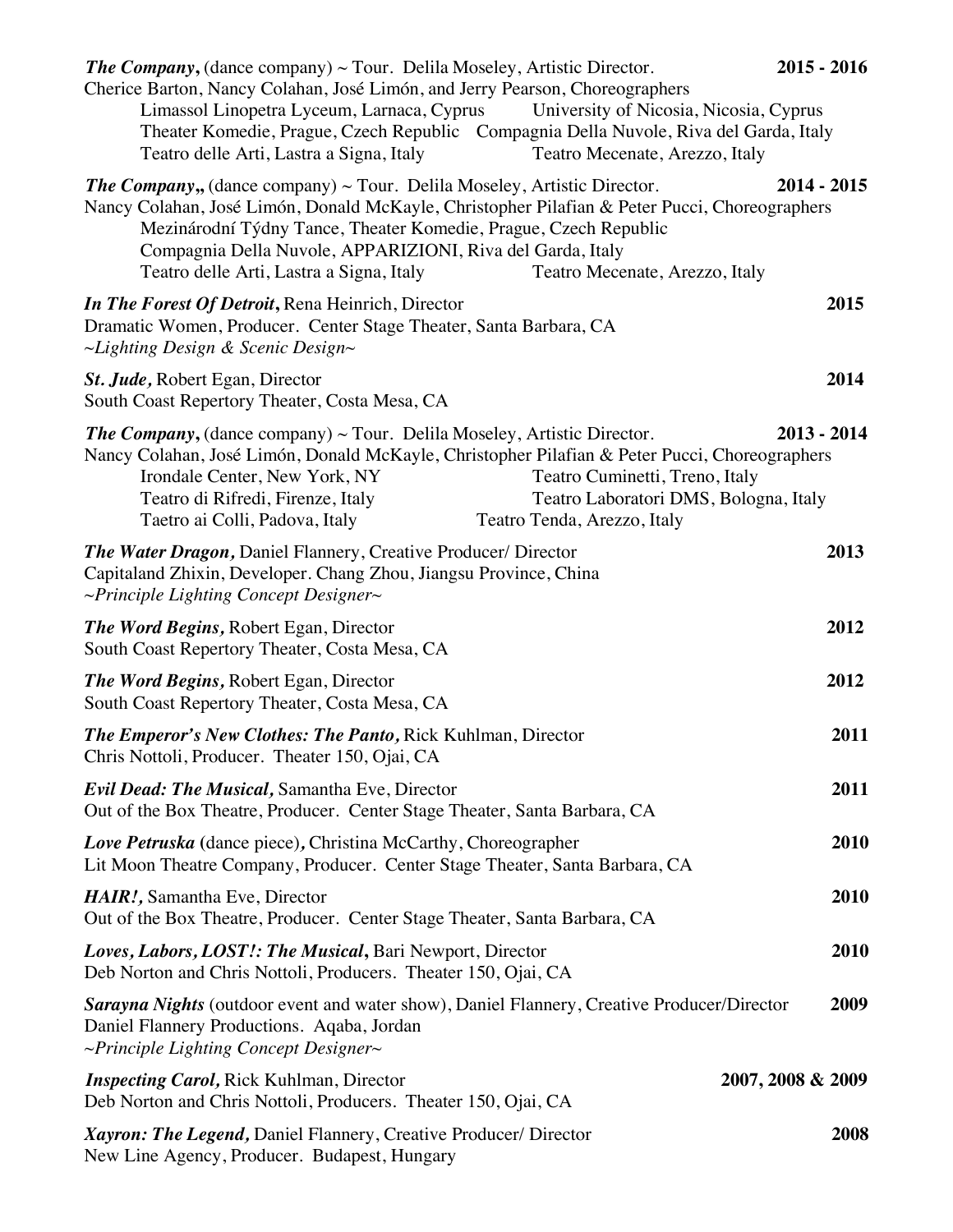***The Company*, (dance company) ~ Tour. Delila Moseley, Artistic Director. 2015 - 2016**
Cherice Barton, Nancy Colahan, José Limón, and Jerry Pearson, Choreographers
Limassol Linopetra Lyceum, Larnaca, Cyprus — University of Nicosia, Nicosia, Cyprus
Theater Komedie, Prague, Czech Republic — Compagnia Della Nuvole, Riva del Garda, Italy
Teatro delle Arti, Lastra a Signa, Italy — Teatro Mecenate, Arezzo, Italy

***The Company*,, (dance company) ~ Tour. Delila Moseley, Artistic Director. 2014 - 2015**
Nancy Colahan, José Limón, Donald McKayle, Christopher Pilafian & Peter Pucci, Choreographers
Mezinárodní Týdny Tance, Theater Komedie, Prague, Czech Republic
Compagnia Della Nuvole, APPARIZIONI, Riva del Garda, Italy
Teatro delle Arti, Lastra a Signa, Italy — Teatro Mecenate, Arezzo, Italy

***In The Forest Of Detroit*, Rena Heinrich, Director — 2015**
Dramatic Women, Producer. Center Stage Theater, Santa Barbara, CA
*~Lighting Design & Scenic Design~*

***St. Jude,* Robert Egan, Director — 2014**
South Coast Repertory Theater, Costa Mesa, CA

***The Company*, (dance company) ~ Tour. Delila Moseley, Artistic Director. 2013 - 2014**
Nancy Colahan, José Limón, Donald McKayle, Christopher Pilafian & Peter Pucci, Choreographers
Irondale Center, New York, NY — Teatro Cuminetti, Treno, Italy
Teatro di Rifredi, Firenze, Italy — Teatro Laboratori DMS, Bologna, Italy
Taetro ai Colli, Padova, Italy — Teatro Tenda, Arezzo, Italy

***The Water Dragon,* Daniel Flannery, Creative Producer/ Director — 2013**
Capitaland Zhixin, Developer. Chang Zhou, Jiangsu Province, China
*~Principle Lighting Concept Designer~*

***The Word Begins,* Robert Egan, Director — 2012**
South Coast Repertory Theater, Costa Mesa, CA

***The Word Begins,* Robert Egan, Director — 2012**
South Coast Repertory Theater, Costa Mesa, CA

***The Emperor's New Clothes: The Panto,* Rick Kuhlman, Director — 2011**
Chris Nottoli, Producer. Theater 150, Ojai, CA

***Evil Dead: The Musical,* Samantha Eve, Director — 2011**
Out of the Box Theatre, Producer. Center Stage Theater, Santa Barbara, CA

***Love Petruska* (dance piece)*,* Christina McCarthy, Choreographer — 2010**
Lit Moon Theatre Company, Producer. Center Stage Theater, Santa Barbara, CA

***HAIR!,* Samantha Eve, Director — 2010**
Out of the Box Theatre, Producer. Center Stage Theater, Santa Barbara, CA

***Loves, Labors, LOST!: The Musical*, Bari Newport, Director — 2010**
Deb Norton and Chris Nottoli, Producers. Theater 150, Ojai, CA

***Sarayna Nights* (outdoor event and water show), Daniel Flannery, Creative Producer/Director — 2009**
Daniel Flannery Productions. Aqaba, Jordan
*~Principle Lighting Concept Designer~*

***Inspecting Carol,* Rick Kuhlman, Director — 2007, 2008 & 2009**
Deb Norton and Chris Nottoli, Producers. Theater 150, Ojai, CA

***Xayron: The Legend,* Daniel Flannery, Creative Producer/ Director — 2008**
New Line Agency, Producer. Budapest, Hungary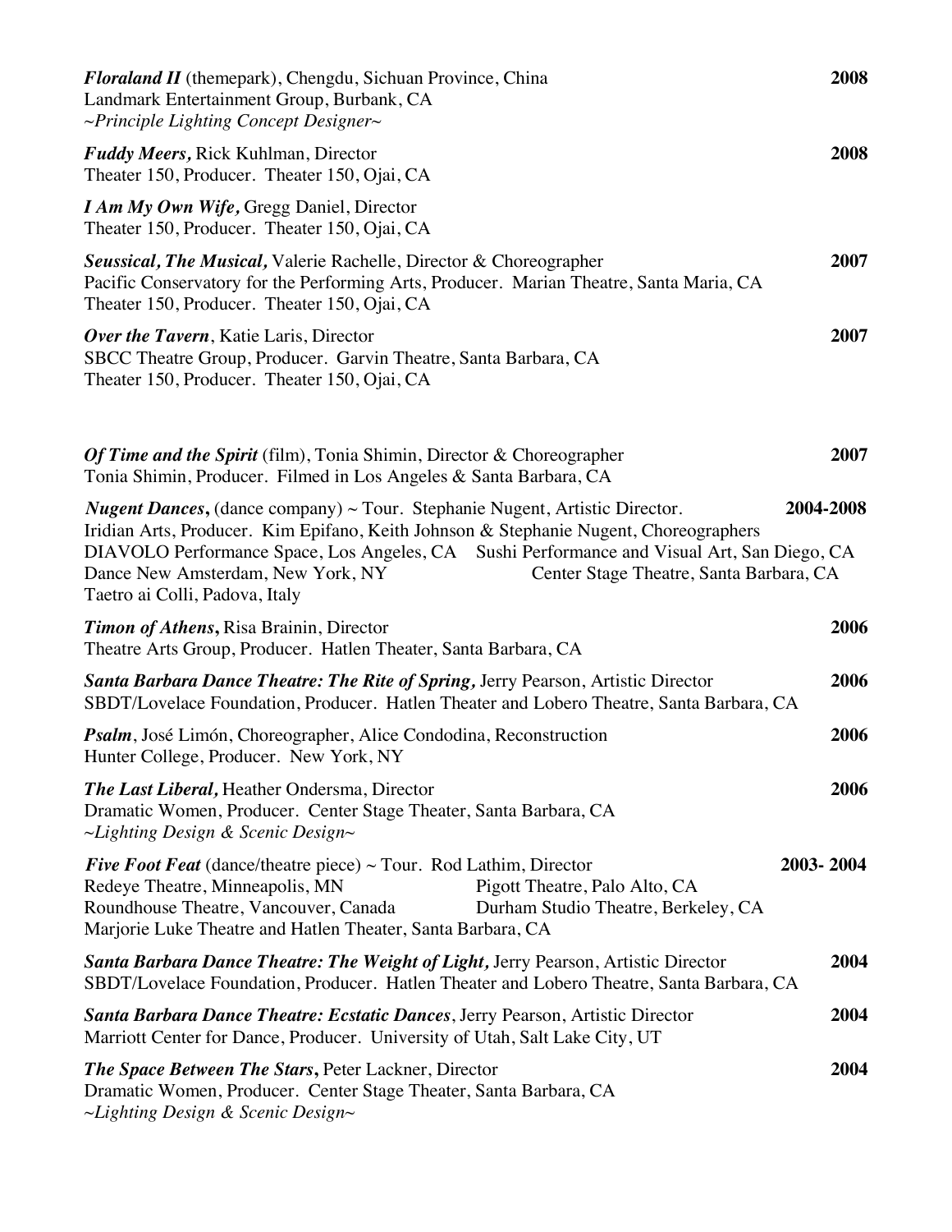***Floraland II*** (themepark), Chengdu, Sichuan Province, China **2008**
Landmark Entertainment Group, Burbank, CA
*~Principle Lighting Concept Designer~*

***Fuddy Meers,*** Rick Kuhlman, Director **2008**
Theater 150, Producer. Theater 150, Ojai, CA

***I Am My Own Wife,*** Gregg Daniel, Director
Theater 150, Producer. Theater 150, Ojai, CA

***Seussical, The Musical,*** Valerie Rachelle, Director & Choreographer **2007**
Pacific Conservatory for the Performing Arts, Producer. Marian Theatre, Santa Maria, CA
Theater 150, Producer. Theater 150, Ojai, CA

***Over the Tavern***, Katie Laris, Director **2007**
SBCC Theatre Group, Producer. Garvin Theatre, Santa Barbara, CA
Theater 150, Producer. Theater 150, Ojai, CA

***Of Time and the Spirit*** (film), Tonia Shimin, Director & Choreographer **2007**
Tonia Shimin, Producer. Filmed in Los Angeles & Santa Barbara, CA

***Nugent Dances,*** (dance company) ~ Tour. Stephanie Nugent, Artistic Director. **2004-2008**
Iridian Arts, Producer. Kim Epifano, Keith Johnson & Stephanie Nugent, Choreographers
DIAVOLO Performance Space, Los Angeles, CA Sushi Performance and Visual Art, San Diego, CA
Dance New Amsterdam, New York, NY Center Stage Theatre, Santa Barbara, CA
Taetro ai Colli, Padova, Italy

***Timon of Athens*****,** Risa Brainin, Director **2006**
Theatre Arts Group, Producer. Hatlen Theater, Santa Barbara, CA

***Santa Barbara Dance Theatre: The Rite of Spring,*** Jerry Pearson, Artistic Director **2006**
SBDT/Lovelace Foundation, Producer. Hatlen Theater and Lobero Theatre, Santa Barbara, CA

***Psalm***, José Limón, Choreographer, Alice Condodina, Reconstruction **2006**
Hunter College, Producer. New York, NY

***The Last Liberal,*** Heather Ondersma, Director **2006**
Dramatic Women, Producer. Center Stage Theater, Santa Barbara, CA
*~Lighting Design & Scenic Design~*

***Five Foot Feat*** (dance/theatre piece) ~ Tour. Rod Lathim, Director **2003- 2004**
Redeye Theatre, Minneapolis, MN Pigott Theatre, Palo Alto, CA
Roundhouse Theatre, Vancouver, Canada Durham Studio Theatre, Berkeley, CA
Marjorie Luke Theatre and Hatlen Theater, Santa Barbara, CA

***Santa Barbara Dance Theatre: The Weight of Light,*** Jerry Pearson, Artistic Director **2004**
SBDT/Lovelace Foundation, Producer. Hatlen Theater and Lobero Theatre, Santa Barbara, CA

***Santa Barbara Dance Theatre: Ecstatic Dances***, Jerry Pearson, Artistic Director **2004**
Marriott Center for Dance, Producer. University of Utah, Salt Lake City, UT

***The Space Between The Stars*****,** Peter Lackner, Director **2004**
Dramatic Women, Producer. Center Stage Theater, Santa Barbara, CA
*~Lighting Design & Scenic Design~*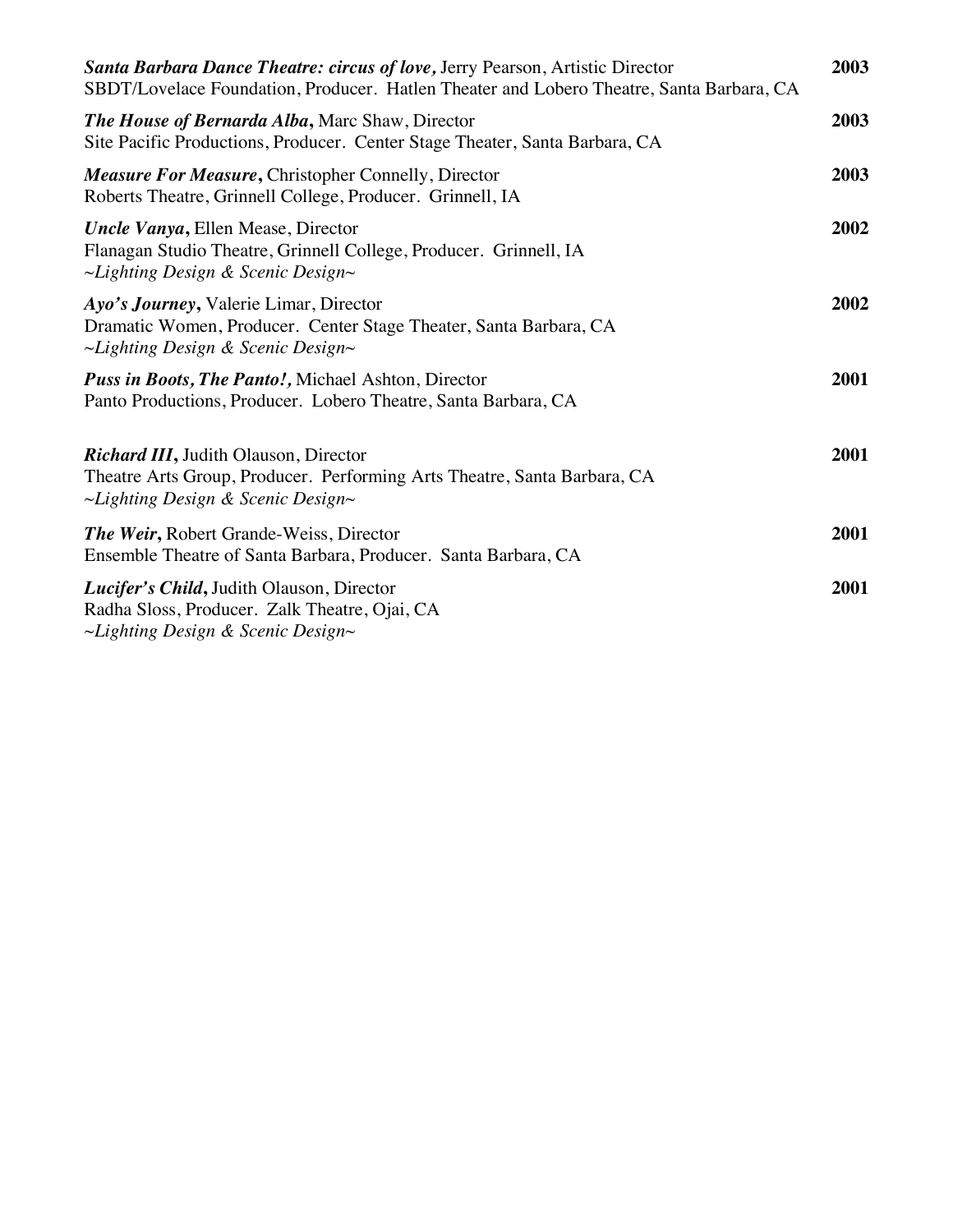***Santa Barbara Dance Theatre: circus of love,*** Jerry Pearson, Artistic Director **2003**
SBDT/Lovelace Foundation, Producer. Hatlen Theater and Lobero Theatre, Santa Barbara, CA

***The House of Bernarda Alba*, **Marc Shaw, Director **2003**
Site Pacific Productions, Producer. Center Stage Theater, Santa Barbara, CA

***Measure For Measure*, **Christopher Connelly, Director **2003**
Roberts Theatre, Grinnell College, Producer. Grinnell, IA

***Uncle Vanya*, **Ellen Mease, Director **2002**
Flanagan Studio Theatre, Grinnell College, Producer. Grinnell, IA
*~Lighting Design & Scenic Design~*

***Ayo's Journey*, **Valerie Limar, Director **2002**
Dramatic Women, Producer. Center Stage Theater, Santa Barbara, CA
*~Lighting Design & Scenic Design~*

***Puss in Boots, The Panto!,*** Michael Ashton, Director **2001**
Panto Productions, Producer. Lobero Theatre, Santa Barbara, CA

***Richard III*, **Judith Olauson, Director **2001**
Theatre Arts Group, Producer. Performing Arts Theatre, Santa Barbara, CA
*~Lighting Design & Scenic Design~*

***The Weir*, **Robert Grande-Weiss, Director **2001**
Ensemble Theatre of Santa Barbara, Producer. Santa Barbara, CA

***Lucifer's Child*, **Judith Olauson, Director **2001**
Radha Sloss, Producer. Zalk Theatre, Ojai, CA
*~Lighting Design & Scenic Design~*